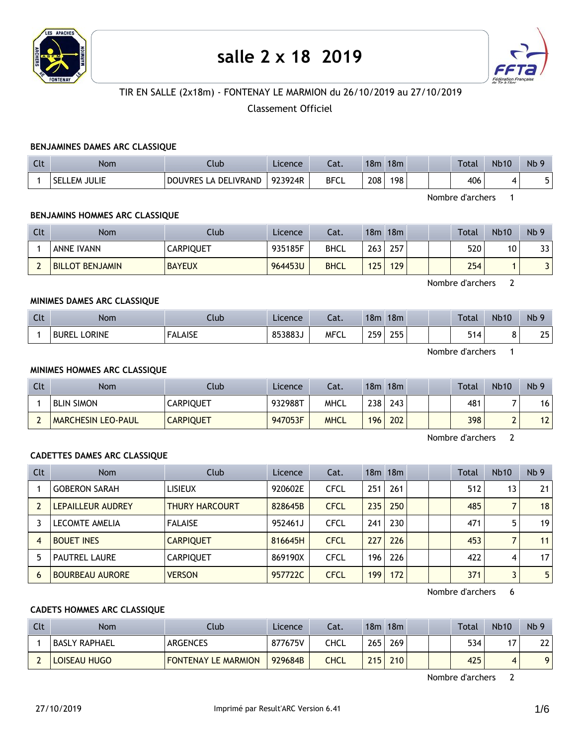# salle 2 x 18  2019

TIR EN SALLE (2x18m) - FONTENAY LE MARMION du 26/10/2019 au 27/10/2019

Classement Officiel

### BENJAMINES DAMES ARC CLASSIQUE

| Clt | Nom | Club | Licence | Cat. | 18m | 18m | | | Total | Nb10 | Nb 9 |
|---|---|---|---|---|---|---|---|---|---|---|---|
| 1 | SELLEM JULIE | DOUVRES LA DELIVRAND | 923924R | BFCL | 208 | 198 | | | 406 | 4 | 5 |

Nombre d'archers 1

### BENJAMINS HOMMES ARC CLASSIQUE

| Clt | Nom | Club | Licence | Cat. | 18m | 18m | | | Total | Nb10 | Nb 9 |
|---|---|---|---|---|---|---|---|---|---|---|---|
| 1 | ANNE IVANN | CARPIQUET | 935185F | BHCL | 263 | 257 | | | 520 | 10 | 33 |
| 2 | BILLOT BENJAMIN | BAYEUX | 964453U | BHCL | 125 | 129 | | | 254 | 1 | 3 |

Nombre d'archers 2

### MINIMES DAMES ARC CLASSIQUE

| Clt | Nom | Club | Licence | Cat. | 18m | 18m | | | Total | Nb10 | Nb 9 |
|---|---|---|---|---|---|---|---|---|---|---|---|
| 1 | BUREL LORINE | FALAISE | 853883J | MFCL | 259 | 255 | | | 514 | 8 | 25 |

Nombre d'archers 1

### MINIMES HOMMES ARC CLASSIQUE

| Clt | Nom | Club | Licence | Cat. | 18m | 18m | | | Total | Nb10 | Nb 9 |
|---|---|---|---|---|---|---|---|---|---|---|---|
| 1 | BLIN SIMON | CARPIQUET | 932988T | MHCL | 238 | 243 | | | 481 | 7 | 16 |
| 2 | MARCHESIN LEO-PAUL | CARPIQUET | 947053F | MHCL | 196 | 202 | | | 398 | 2 | 12 |

Nombre d'archers 2

### CADETTES DAMES ARC CLASSIQUE

| Clt | Nom | Club | Licence | Cat. | 18m | 18m | | | Total | Nb10 | Nb 9 |
|---|---|---|---|---|---|---|---|---|---|---|---|
| 1 | GOBERON SARAH | LISIEUX | 920602E | CFCL | 251 | 261 | | | 512 | 13 | 21 |
| 2 | LEPAILLEUR AUDREY | THURY HARCOURT | 828645B | CFCL | 235 | 250 | | | 485 | 7 | 18 |
| 3 | LECOMTE AMELIA | FALAISE | 952461J | CFCL | 241 | 230 | | | 471 | 5 | 19 |
| 4 | BOUET INES | CARPIQUET | 816645H | CFCL | 227 | 226 | | | 453 | 7 | 11 |
| 5 | PAUTREL LAURE | CARPIQUET | 869190X | CFCL | 196 | 226 | | | 422 | 4 | 17 |
| 6 | BOURBEAU AURORE | VERSON | 957722C | CFCL | 199 | 172 | | | 371 | 3 | 5 |

Nombre d'archers 6

### CADETS HOMMES ARC CLASSIQUE

| Clt | Nom | Club | Licence | Cat. | 18m | 18m | | | Total | Nb10 | Nb 9 |
|---|---|---|---|---|---|---|---|---|---|---|---|
| 1 | BASLY RAPHAEL | ARGENCES | 877675V | CHCL | 265 | 269 | | | 534 | 17 | 22 |
| 2 | LOISEAU HUGO | FONTENAY LE MARMION | 929684B | CHCL | 215 | 210 | | | 425 | 4 | 9 |

Nombre d'archers 2

27/10/2019 Imprimé par Result'ARC Version 6.41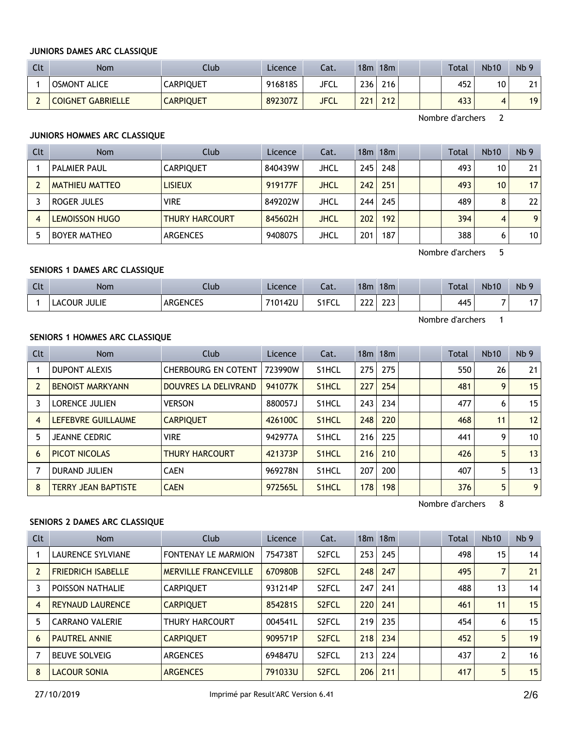### JUNIORS DAMES ARC CLASSIQUE

| Clt | Nom | Club | Licence | Cat. | 18m | 18m | | | Total | Nb10 | Nb 9 |
|---|---|---|---|---|---|---|---|---|---|---|---|
| 1 | OSMONT ALICE | CARPIQUET | 916818S | JFCL | 236 | 216 | | | 452 | 10 | 21 |
| 2 | COIGNET GABRIELLE | CARPIQUET | 892307Z | JFCL | 221 | 212 | | | 433 | 4 | 19 |

Nombre d'archers 2

### JUNIORS HOMMES ARC CLASSIQUE

| Clt | Nom | Club | Licence | Cat. | 18m | 18m | | | Total | Nb10 | Nb 9 |
|---|---|---|---|---|---|---|---|---|---|---|---|
| 1 | PALMIER PAUL | CARPIQUET | 840439W | JHCL | 245 | 248 | | | 493 | 10 | 21 |
| 2 | MATHIEU MATTEO | LISIEUX | 919177F | JHCL | 242 | 251 | | | 493 | 10 | 17 |
| 3 | ROGER JULES | VIRE | 849202W | JHCL | 244 | 245 | | | 489 | 8 | 22 |
| 4 | LEMOISSON HUGO | THURY HARCOURT | 845602H | JHCL | 202 | 192 | | | 394 | 4 | 9 |
| 5 | BOYER MATHEO | ARGENCES | 940807S | JHCL | 201 | 187 | | | 388 | 6 | 10 |

Nombre d'archers 5

### SENIORS 1 DAMES ARC CLASSIQUE

| Clt | Nom | Club | Licence | Cat. | 18m | 18m | | | Total | Nb10 | Nb 9 |
|---|---|---|---|---|---|---|---|---|---|---|---|
| 1 | LACOUR JULIE | ARGENCES | 710142U | S1FCL | 222 | 223 | | | 445 | 7 | 17 |

Nombre d'archers 1

### SENIORS 1 HOMMES ARC CLASSIQUE

| Clt | Nom | Club | Licence | Cat. | 18m | 18m | | | Total | Nb10 | Nb 9 |
|---|---|---|---|---|---|---|---|---|---|---|---|
| 1 | DUPONT ALEXIS | CHERBOURG EN COTENT | 723990W | S1HCL | 275 | 275 | | | 550 | 26 | 21 |
| 2 | BENOIST MARKYANN | DOUVRES LA DELIVRAND | 941077K | S1HCL | 227 | 254 | | | 481 | 9 | 15 |
| 3 | LORENCE JULIEN | VERSON | 880057J | S1HCL | 243 | 234 | | | 477 | 6 | 15 |
| 4 | LEFEBVRE GUILLAUME | CARPIQUET | 426100C | S1HCL | 248 | 220 | | | 468 | 11 | 12 |
| 5 | JEANNE CEDRIC | VIRE | 942977A | S1HCL | 216 | 225 | | | 441 | 9 | 10 |
| 6 | PICOT NICOLAS | THURY HARCOURT | 421373P | S1HCL | 216 | 210 | | | 426 | 5 | 13 |
| 7 | DURAND JULIEN | CAEN | 969278N | S1HCL | 207 | 200 | | | 407 | 5 | 13 |
| 8 | TERRY JEAN BAPTISTE | CAEN | 972565L | S1HCL | 178 | 198 | | | 376 | 5 | 9 |

Nombre d'archers 8

### SENIORS 2 DAMES ARC CLASSIQUE

| Clt | Nom | Club | Licence | Cat. | 18m | 18m | | | Total | Nb10 | Nb 9 |
|---|---|---|---|---|---|---|---|---|---|---|---|
| 1 | LAURENCE SYLVIANE | FONTENAY LE MARMION | 754738T | S2FCL | 253 | 245 | | | 498 | 15 | 14 |
| 2 | FRIEDRICH ISABELLE | MERVILLE FRANCEVILLE | 670980B | S2FCL | 248 | 247 | | | 495 | 7 | 21 |
| 3 | POISSON NATHALIE | CARPIQUET | 931214P | S2FCL | 247 | 241 | | | 488 | 13 | 14 |
| 4 | REYNAUD LAURENCE | CARPIQUET | 854281S | S2FCL | 220 | 241 | | | 461 | 11 | 15 |
| 5 | CARRANO VALERIE | THURY HARCOURT | 004541L | S2FCL | 219 | 235 | | | 454 | 6 | 15 |
| 6 | PAUTREL ANNIE | CARPIQUET | 909571P | S2FCL | 218 | 234 | | | 452 | 5 | 19 |
| 7 | BEUVE SOLVEIG | ARGENCES | 694847U | S2FCL | 213 | 224 | | | 437 | 2 | 16 |
| 8 | LACOUR SONIA | ARGENCES | 791033U | S2FCL | 206 | 211 | | | 417 | 5 | 15 |

27/10/2019 Imprimé par Result'ARC Version 6.41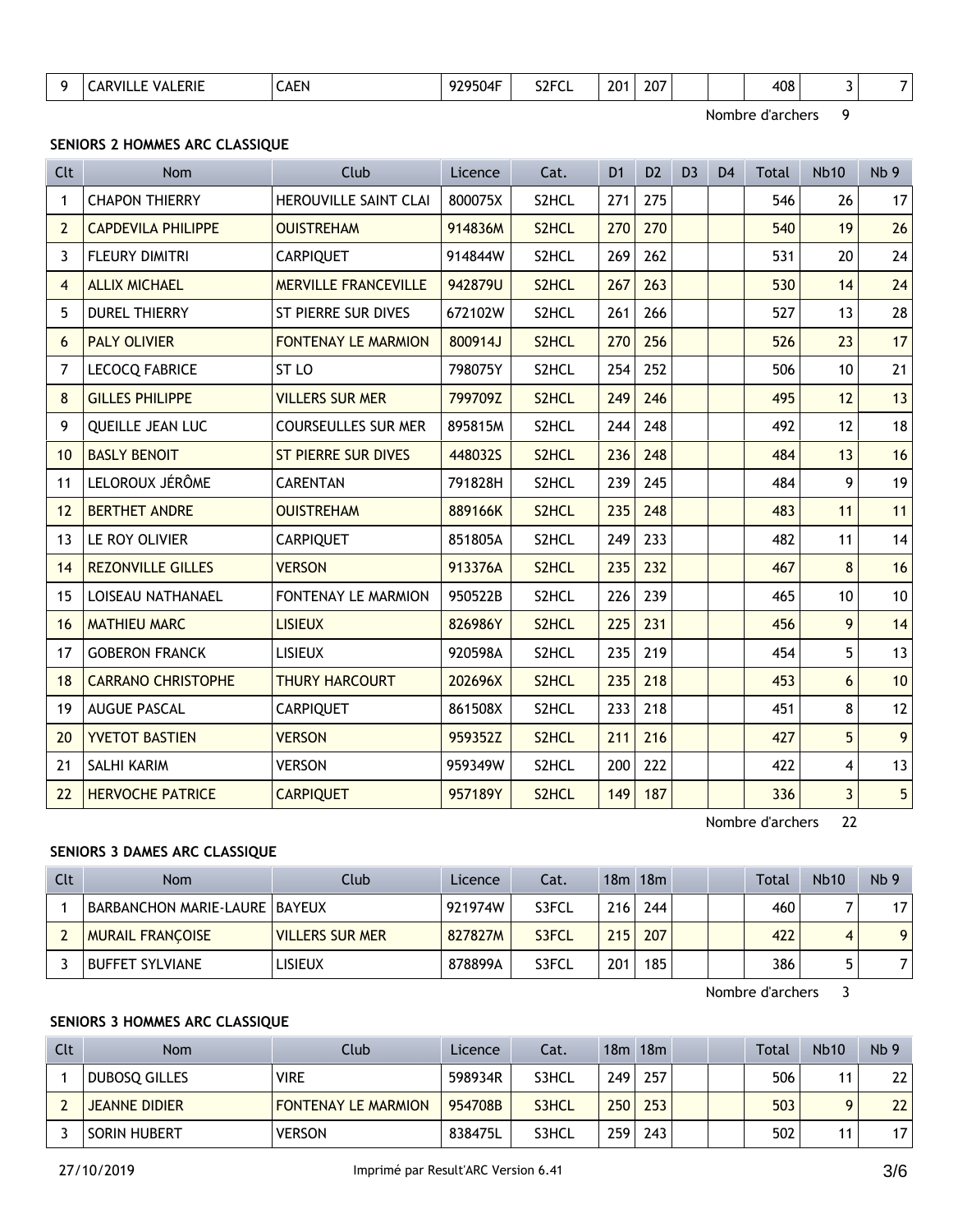| 9 | CARVILLE VALERIE | CAEN | 929504F | S2FCL | 201 | 207 | | | 408 | 3 | 7 |
|---|---|---|---|---|---|---|---|---|---|---|---|

Nombre d'archers 9

**SENIORS 2 HOMMES ARC CLASSIQUE**

| Clt | Nom | Club | Licence | Cat. | D1 | D2 | D3 | D4 | Total | Nb10 | Nb 9 |
|---|---|---|---|---|---|---|---|---|---|---|---|
| 1 | CHAPON THIERRY | HEROUVILLE SAINT CLAI | 800075X | S2HCL | 271 | 275 | | | 546 | 26 | 17 |
| 2 | CAPDEVILA PHILIPPE | OUISTREHAM | 914836M | S2HCL | 270 | 270 | | | 540 | 19 | 26 |
| 3 | FLEURY DIMITRI | CARPIQUET | 914844W | S2HCL | 269 | 262 | | | 531 | 20 | 24 |
| 4 | ALLIX MICHAEL | MERVILLE FRANCEVILLE | 942879U | S2HCL | 267 | 263 | | | 530 | 14 | 24 |
| 5 | DUREL THIERRY | ST PIERRE SUR DIVES | 672102W | S2HCL | 261 | 266 | | | 527 | 13 | 28 |
| 6 | PALY OLIVIER | FONTENAY LE MARMION | 800914J | S2HCL | 270 | 256 | | | 526 | 23 | 17 |
| 7 | LECOCQ FABRICE | ST LO | 798075Y | S2HCL | 254 | 252 | | | 506 | 10 | 21 |
| 8 | GILLES PHILIPPE | VILLERS SUR MER | 799709Z | S2HCL | 249 | 246 | | | 495 | 12 | 13 |
| 9 | QUEILLE JEAN LUC | COURSEULLES SUR MER | 895815M | S2HCL | 244 | 248 | | | 492 | 12 | 18 |
| 10 | BASLY BENOIT | ST PIERRE SUR DIVES | 448032S | S2HCL | 236 | 248 | | | 484 | 13 | 16 |
| 11 | LELOROUX JÉRÔME | CARENTAN | 791828H | S2HCL | 239 | 245 | | | 484 | 9 | 19 |
| 12 | BERTHET ANDRE | OUISTREHAM | 889166K | S2HCL | 235 | 248 | | | 483 | 11 | 11 |
| 13 | LE ROY OLIVIER | CARPIQUET | 851805A | S2HCL | 249 | 233 | | | 482 | 11 | 14 |
| 14 | REZONVILLE GILLES | VERSON | 913376A | S2HCL | 235 | 232 | | | 467 | 8 | 16 |
| 15 | LOISEAU NATHANAEL | FONTENAY LE MARMION | 950522B | S2HCL | 226 | 239 | | | 465 | 10 | 10 |
| 16 | MATHIEU MARC | LISIEUX | 826986Y | S2HCL | 225 | 231 | | | 456 | 9 | 14 |
| 17 | GOBERON FRANCK | LISIEUX | 920598A | S2HCL | 235 | 219 | | | 454 | 5 | 13 |
| 18 | CARRANO CHRISTOPHE | THURY HARCOURT | 202696X | S2HCL | 235 | 218 | | | 453 | 6 | 10 |
| 19 | AUGUE PASCAL | CARPIQUET | 861508X | S2HCL | 233 | 218 | | | 451 | 8 | 12 |
| 20 | YVETOT BASTIEN | VERSON | 959352Z | S2HCL | 211 | 216 | | | 427 | 5 | 9 |
| 21 | SALHI KARIM | VERSON | 959349W | S2HCL | 200 | 222 | | | 422 | 4 | 13 |
| 22 | HERVOCHE PATRICE | CARPIQUET | 957189Y | S2HCL | 149 | 187 | | | 336 | 3 | 5 |

Nombre d'archers 22

**SENIORS 3 DAMES ARC CLASSIQUE**

| Clt | Nom | Club | Licence | Cat. | 18m | 18m | | | Total | Nb10 | Nb 9 |
|---|---|---|---|---|---|---|---|---|---|---|---|
| 1 | BARBANCHON MARIE-LAURE | BAYEUX | 921974W | S3FCL | 216 | 244 | | | 460 | 7 | 17 |
| 2 | MURAIL FRANÇOISE | VILLERS SUR MER | 827827M | S3FCL | 215 | 207 | | | 422 | 4 | 9 |
| 3 | BUFFET SYLVIANE | LISIEUX | 878899A | S3FCL | 201 | 185 | | | 386 | 5 | 7 |

Nombre d'archers 3

**SENIORS 3 HOMMES ARC CLASSIQUE**

| Clt | Nom | Club | Licence | Cat. | 18m | 18m | | | Total | Nb10 | Nb 9 |
|---|---|---|---|---|---|---|---|---|---|---|---|
| 1 | DUBOSQ GILLES | VIRE | 598934R | S3HCL | 249 | 257 | | | 506 | 11 | 22 |
| 2 | JEANNE DIDIER | FONTENAY LE MARMION | 954708B | S3HCL | 250 | 253 | | | 503 | 9 | 22 |
| 3 | SORIN HUBERT | VERSON | 838475L | S3HCL | 259 | 243 | | | 502 | 11 | 17 |

27/10/2019 Imprimé par Result'ARC Version 6.41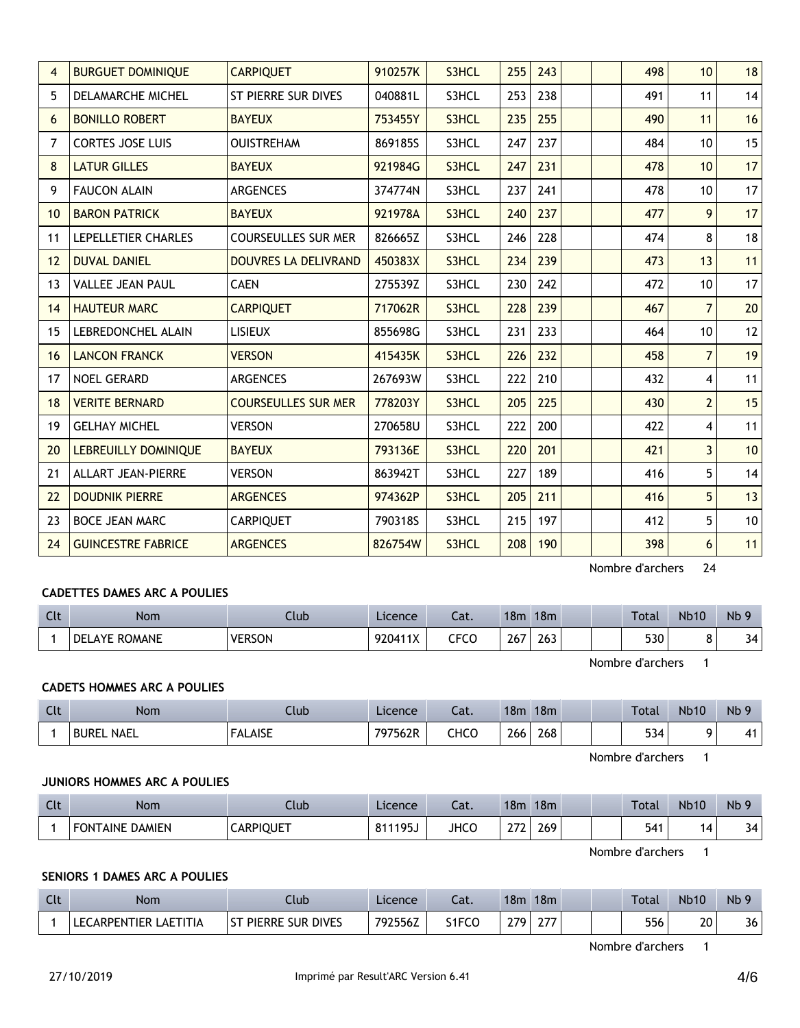| 4 | BURGUET DOMINIQUE | CARPIQUET | 910257K | S3HCL | 255 | 243 | | | 498 | 10 | 18 |
|---|---|---|---|---|---|---|---|---|---|---|---|
| 5 | DELAMARCHE MICHEL | ST PIERRE SUR DIVES | 040881L | S3HCL | 253 | 238 | | | 491 | 11 | 14 |
| 6 | BONILLO ROBERT | BAYEUX | 753455Y | S3HCL | 235 | 255 | | | 490 | 11 | 16 |
| 7 | CORTES JOSE LUIS | OUISTREHAM | 869185S | S3HCL | 247 | 237 | | | 484 | 10 | 15 |
| 8 | LATUR GILLES | BAYEUX | 921984G | S3HCL | 247 | 231 | | | 478 | 10 | 17 |
| 9 | FAUCON ALAIN | ARGENCES | 374774N | S3HCL | 237 | 241 | | | 478 | 10 | 17 |
| 10 | BARON PATRICK | BAYEUX | 921978A | S3HCL | 240 | 237 | | | 477 | 9 | 17 |
| 11 | LEPELLETIER CHARLES | COURSEULLES SUR MER | 826665Z | S3HCL | 246 | 228 | | | 474 | 8 | 18 |
| 12 | DUVAL DANIEL | DOUVRES LA DELIVRAND | 450383X | S3HCL | 234 | 239 | | | 473 | 13 | 11 |
| 13 | VALLEE JEAN PAUL | CAEN | 275539Z | S3HCL | 230 | 242 | | | 472 | 10 | 17 |
| 14 | HAUTEUR MARC | CARPIQUET | 717062R | S3HCL | 228 | 239 | | | 467 | 7 | 20 |
| 15 | LEBREDONCHEL ALAIN | LISIEUX | 855698G | S3HCL | 231 | 233 | | | 464 | 10 | 12 |
| 16 | LANCON FRANCK | VERSON | 415435K | S3HCL | 226 | 232 | | | 458 | 7 | 19 |
| 17 | NOEL GERARD | ARGENCES | 267693W | S3HCL | 222 | 210 | | | 432 | 4 | 11 |
| 18 | VERITE BERNARD | COURSEULLES SUR MER | 778203Y | S3HCL | 205 | 225 | | | 430 | 2 | 15 |
| 19 | GELHAY MICHEL | VERSON | 270658U | S3HCL | 222 | 200 | | | 422 | 4 | 11 |
| 20 | LEBREUILLY DOMINIQUE | BAYEUX | 793136E | S3HCL | 220 | 201 | | | 421 | 3 | 10 |
| 21 | ALLART JEAN-PIERRE | VERSON | 863942T | S3HCL | 227 | 189 | | | 416 | 5 | 14 |
| 22 | DOUDNIK PIERRE | ARGENCES | 974362P | S3HCL | 205 | 211 | | | 416 | 5 | 13 |
| 23 | BOCE JEAN MARC | CARPIQUET | 790318S | S3HCL | 215 | 197 | | | 412 | 5 | 10 |
| 24 | GUINCESTRE FABRICE | ARGENCES | 826754W | S3HCL | 208 | 190 | | | 398 | 6 | 11 |

Nombre d'archers 24

**CADETTES DAMES ARC A POULIES**

| Clt | Nom | Club | Licence | Cat. | 18m | 18m | | | Total | Nb10 | Nb 9 |
|---|---|---|---|---|---|---|---|---|---|---|---|
| 1 | DELAYE ROMANE | VERSON | 920411X | CFCO | 267 | 263 | | | 530 | 8 | 34 |

Nombre d'archers 1

**CADETS HOMMES ARC A POULIES**

| Clt | Nom | Club | Licence | Cat. | 18m | 18m | | | Total | Nb10 | Nb 9 |
|---|---|---|---|---|---|---|---|---|---|---|---|
| 1 | BUREL NAEL | FALAISE | 797562R | CHCO | 266 | 268 | | | 534 | 9 | 41 |

Nombre d'archers 1

**JUNIORS HOMMES ARC A POULIES**

| Clt | Nom | Club | Licence | Cat. | 18m | 18m | | | Total | Nb10 | Nb 9 |
|---|---|---|---|---|---|---|---|---|---|---|---|
| 1 | FONTAINE DAMIEN | CARPIQUET | 811195J | JHCO | 272 | 269 | | | 541 | 14 | 34 |

Nombre d'archers 1

**SENIORS 1 DAMES ARC A POULIES**

| Clt | Nom | Club | Licence | Cat. | 18m | 18m | | | Total | Nb10 | Nb 9 |
|---|---|---|---|---|---|---|---|---|---|---|---|
| 1 | LECARPENTIER LAETITIA | ST PIERRE SUR DIVES | 792556Z | S1FCO | 279 | 277 | | | 556 | 20 | 36 |

Nombre d'archers 1

27/10/2019 Imprimé par Result'ARC Version 6.41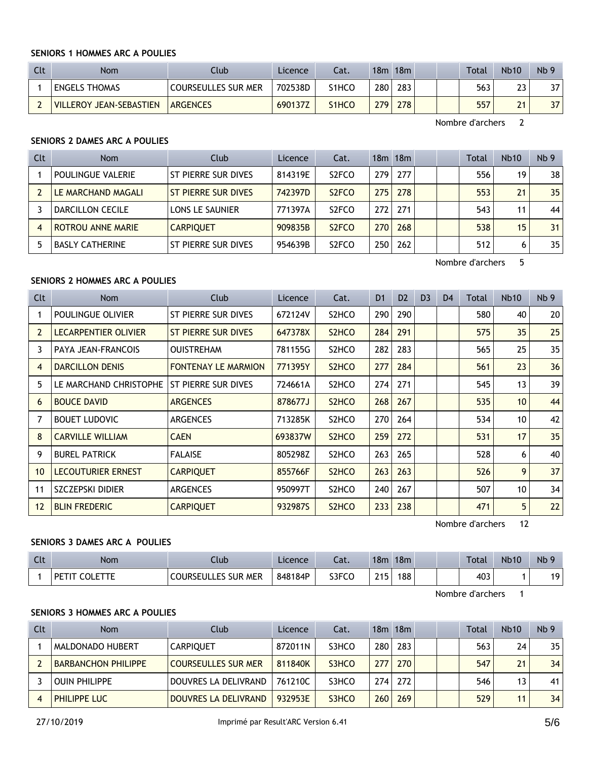**SENIORS 1 HOMMES ARC A POULIES**

| Clt | Nom | Club | Licence | Cat. | 18m | 18m | | | Total | Nb10 | Nb 9 |
|---|---|---|---|---|---|---|---|---|---|---|---|
| 1 | ENGELS THOMAS | COURSEULLES SUR MER | 702538D | S1HCO | 280 | 283 | | | 563 | 23 | 37 |
| 2 | VILLEROY JEAN-SEBASTIEN | ARGENCES | 690137Z | S1HCO | 279 | 278 | | | 557 | 21 | 37 |

Nombre d'archers 2

**SENIORS 2 DAMES ARC A POULIES**

| Clt | Nom | Club | Licence | Cat. | 18m | 18m | | | Total | Nb10 | Nb 9 |
|---|---|---|---|---|---|---|---|---|---|---|---|
| 1 | POULINGUE VALERIE | ST PIERRE SUR DIVES | 814319E | S2FCO | 279 | 277 | | | 556 | 19 | 38 |
| 2 | LE MARCHAND MAGALI | ST PIERRE SUR DIVES | 742397D | S2FCO | 275 | 278 | | | 553 | 21 | 35 |
| 3 | DARCILLON CECILE | LONS LE SAUNIER | 771397A | S2FCO | 272 | 271 | | | 543 | 11 | 44 |
| 4 | ROTROU ANNE MARIE | CARPIQUET | 909835B | S2FCO | 270 | 268 | | | 538 | 15 | 31 |
| 5 | BASLY CATHERINE | ST PIERRE SUR DIVES | 954639B | S2FCO | 250 | 262 | | | 512 | 6 | 35 |

Nombre d'archers 5

**SENIORS 2 HOMMES ARC A POULIES**

| Clt | Nom | Club | Licence | Cat. | D1 | D2 | D3 | D4 | Total | Nb10 | Nb 9 |
|---|---|---|---|---|---|---|---|---|---|---|---|
| 1 | POULINGUE OLIVIER | ST PIERRE SUR DIVES | 672124V | S2HCO | 290 | 290 | | | 580 | 40 | 20 |
| 2 | LECARPENTIER OLIVIER | ST PIERRE SUR DIVES | 647378X | S2HCO | 284 | 291 | | | 575 | 35 | 25 |
| 3 | PAYA JEAN-FRANCOIS | OUISTREHAM | 781155G | S2HCO | 282 | 283 | | | 565 | 25 | 35 |
| 4 | DARCILLON DENIS | FONTENAY LE MARMION | 771395Y | S2HCO | 277 | 284 | | | 561 | 23 | 36 |
| 5 | LE MARCHAND CHRISTOPHE | ST PIERRE SUR DIVES | 724661A | S2HCO | 274 | 271 | | | 545 | 13 | 39 |
| 6 | BOUCE DAVID | ARGENCES | 878677J | S2HCO | 268 | 267 | | | 535 | 10 | 44 |
| 7 | BOUET LUDOVIC | ARGENCES | 713285K | S2HCO | 270 | 264 | | | 534 | 10 | 42 |
| 8 | CARVILLE WILLIAM | CAEN | 693837W | S2HCO | 259 | 272 | | | 531 | 17 | 35 |
| 9 | BUREL PATRICK | FALAISE | 805298Z | S2HCO | 263 | 265 | | | 528 | 6 | 40 |
| 10 | LECOUTURIER ERNEST | CARPIQUET | 855766F | S2HCO | 263 | 263 | | | 526 | 9 | 37 |
| 11 | SZCZEPSKI DIDIER | ARGENCES | 950997T | S2HCO | 240 | 267 | | | 507 | 10 | 34 |
| 12 | BLIN FREDERIC | CARPIQUET | 932987S | S2HCO | 233 | 238 | | | 471 | 5 | 22 |

Nombre d'archers 12

**SENIORS 3 DAMES ARC A POULIES**

| Clt | Nom | Club | Licence | Cat. | 18m | 18m | | | Total | Nb10 | Nb 9 |
|---|---|---|---|---|---|---|---|---|---|---|---|
| 1 | PETIT COLETTE | COURSEULLES SUR MER | 848184P | S3FCO | 215 | 188 | | | 403 | 1 | 19 |

Nombre d'archers 1

**SENIORS 3 HOMMES ARC A POULIES**

| Clt | Nom | Club | Licence | Cat. | 18m | 18m | | | Total | Nb10 | Nb 9 |
|---|---|---|---|---|---|---|---|---|---|---|---|
| 1 | MALDONADO HUBERT | CARPIQUET | 872011N | S3HCO | 280 | 283 | | | 563 | 24 | 35 |
| 2 | BARBANCHON PHILIPPE | COURSEULLES SUR MER | 811840K | S3HCO | 277 | 270 | | | 547 | 21 | 34 |
| 3 | OUIN PHILIPPE | DOUVRES LA DELIVRAND | 761210C | S3HCO | 274 | 272 | | | 546 | 13 | 41 |
| 4 | PHILIPPE LUC | DOUVRES LA DELIVRAND | 932953E | S3HCO | 260 | 269 | | | 529 | 11 | 34 |

27/10/2019 Imprimé par Result'ARC Version 6.41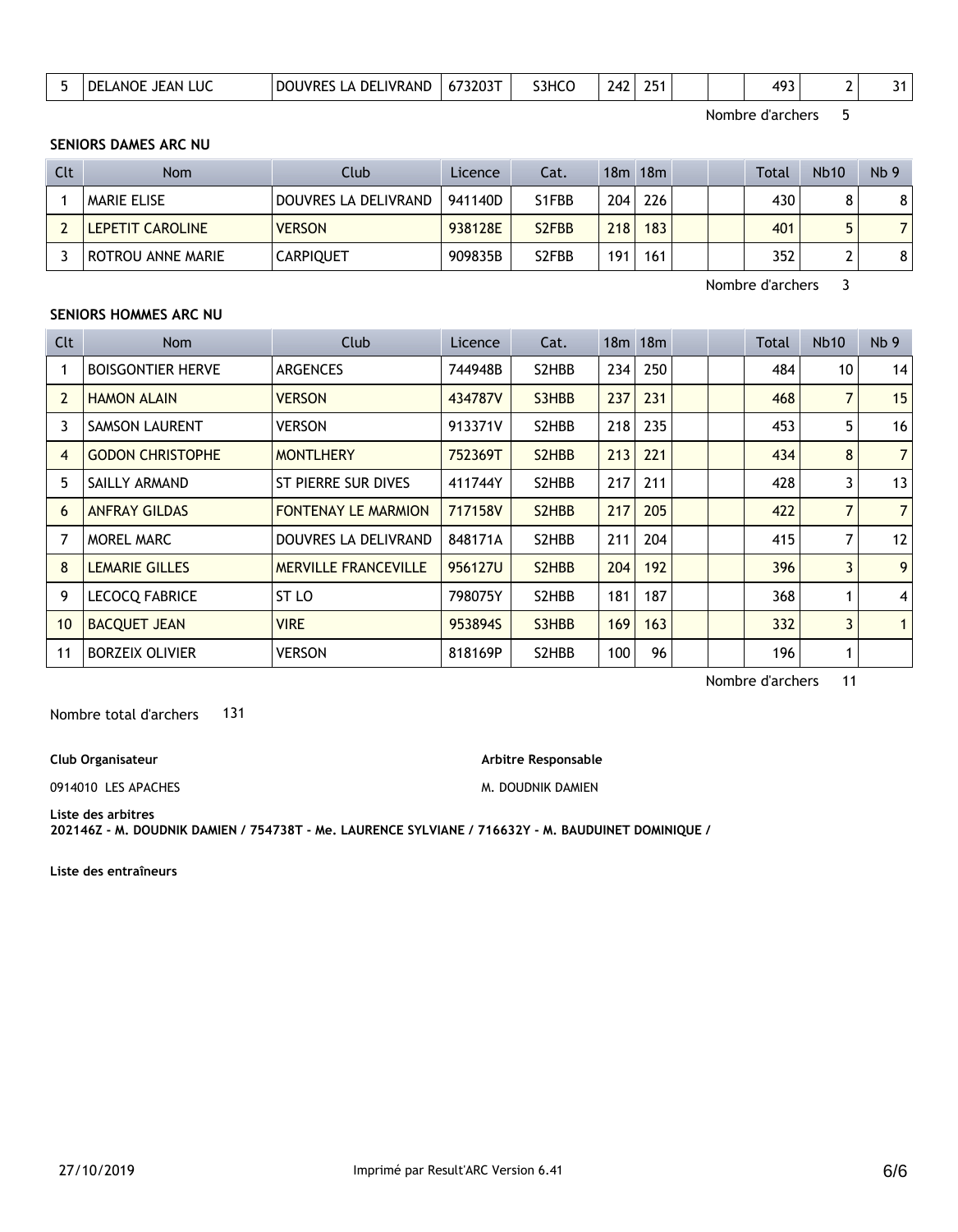| | | | | | | | | | | | |
|---|---|---|---|---|---|---|---|---|---|---|---|
| 5 | DELANOE JEAN LUC | DOUVRES LA DELIVRAND | 673203T | S3HCO | 242 | 251 | | | 493 | 2 | 31 |

Nombre d'archers 5

**SENIORS DAMES ARC NU**

| Clt | Nom | Club | Licence | Cat. | 18m | 18m | | | Total | Nb10 | Nb 9 |
|---|---|---|---|---|---|---|---|---|---|---|---|
| 1 | MARIE ELISE | DOUVRES LA DELIVRAND | 941140D | S1FBB | 204 | 226 | | | 430 | 8 | 8 |
| 2 | LEPETIT CAROLINE | VERSON | 938128E | S2FBB | 218 | 183 | | | 401 | 5 | 7 |
| 3 | ROTROU ANNE MARIE | CARPIQUET | 909835B | S2FBB | 191 | 161 | | | 352 | 2 | 8 |

Nombre d'archers 3

**SENIORS HOMMES ARC NU**

| Clt | Nom | Club | Licence | Cat. | 18m | 18m | | | Total | Nb10 | Nb 9 |
|---|---|---|---|---|---|---|---|---|---|---|---|
| 1 | BOISGONTIER HERVE | ARGENCES | 744948B | S2HBB | 234 | 250 | | | 484 | 10 | 14 |
| 2 | HAMON ALAIN | VERSON | 434787V | S3HBB | 237 | 231 | | | 468 | 7 | 15 |
| 3 | SAMSON LAURENT | VERSON | 913371V | S2HBB | 218 | 235 | | | 453 | 5 | 16 |
| 4 | GODON CHRISTOPHE | MONTLHERY | 752369T | S2HBB | 213 | 221 | | | 434 | 8 | 7 |
| 5 | SAILLY ARMAND | ST PIERRE SUR DIVES | 411744Y | S2HBB | 217 | 211 | | | 428 | 3 | 13 |
| 6 | ANFRAY GILDAS | FONTENAY LE MARMION | 717158V | S2HBB | 217 | 205 | | | 422 | 7 | 7 |
| 7 | MOREL MARC | DOUVRES LA DELIVRAND | 848171A | S2HBB | 211 | 204 | | | 415 | 7 | 12 |
| 8 | LEMARIE GILLES | MERVILLE FRANCEVILLE | 956127U | S2HBB | 204 | 192 | | | 396 | 3 | 9 |
| 9 | LECOCQ FABRICE | ST LO | 798075Y | S2HBB | 181 | 187 | | | 368 | 1 | 4 |
| 10 | BACQUET JEAN | VIRE | 953894S | S3HBB | 169 | 163 | | | 332 | 3 | 1 |
| 11 | BORZEIX OLIVIER | VERSON | 818169P | S2HBB | 100 | 96 | | | 196 | 1 | |

Nombre d'archers 11

Nombre total d'archers 131

**Club Organisateur**

0914010 LES APACHES

**Arbitre Responsable**

M. DOUDNIK DAMIEN

**Liste des arbitres**

**202146Z - M. DOUDNIK DAMIEN / 754738T - Me. LAURENCE SYLVIANE / 716632Y - M. BAUDUINET DOMINIQUE /**

**Liste des entraîneurs**

27/10/2019 Imprimé par Result'ARC Version 6.41